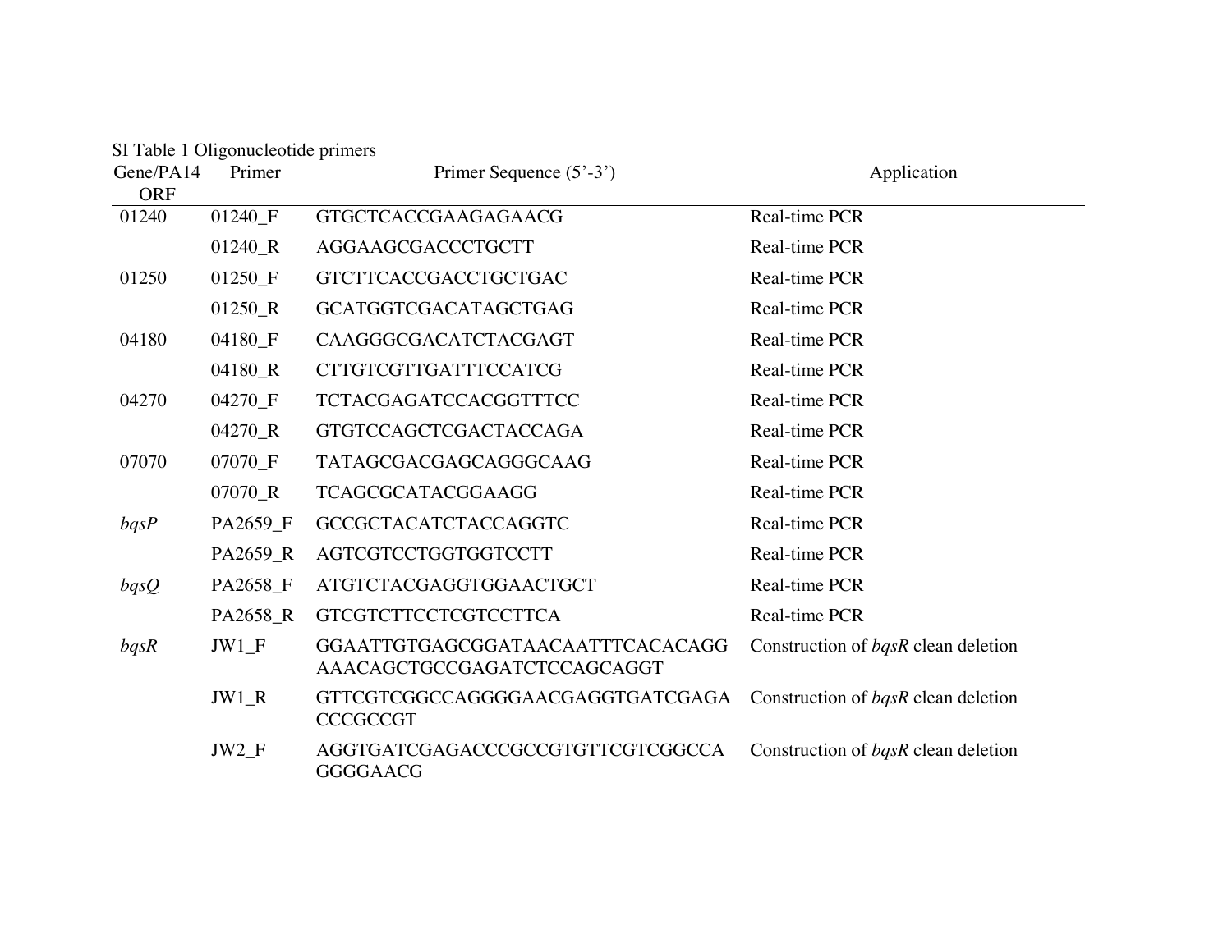SI Table 1 Oligonucleotide primers

| Gene/PA14 ORF | Primer | Primer Sequence (5'-3') | Application |
|---|---|---|---|
| 01240 | 01240_F | GTGCTCACCGAAGAGAACG | Real-time PCR |
| | 01240_R | AGGAAGCGACCCTGCTT | Real-time PCR |
| 01250 | 01250_F | GTCTTCACCGACCTGCTGAC | Real-time PCR |
| | 01250_R | GCATGGTCGACATAGCTGAG | Real-time PCR |
| 04180 | 04180_F | CAAGGGCGACATCTACGAGT | Real-time PCR |
| | 04180_R | CTTGTCGTTGATTTCCATCG | Real-time PCR |
| 04270 | 04270_F | TCTACGAGATCCACGGTTTCC | Real-time PCR |
| | 04270_R | GTGTCCAGCTCGACTACCAGA | Real-time PCR |
| 07070 | 07070_F | TATAGCGACGAGCAGGGCAAG | Real-time PCR |
| | 07070_R | TCAGCGCATACGGAAGG | Real-time PCR |
| *bqsP* | PA2659_F | GCCGCTACATCTACCAGGTC | Real-time PCR |
| | PA2659_R | AGTCGTCCTGGTGGTCCTT | Real-time PCR |
| *bqsQ* | PA2658_F | ATGTCTACGAGGTGGAACTGCT | Real-time PCR |
| | PA2658_R | GTCGTCTTCCTCGTCCTTCA | Real-time PCR |
| *bqsR* | JW1_F | GGAATTGTGAGCGGATAACAATTTCACACAGGAAACAGCTGCCGAGATCTCCAGCAGGT | Construction of *bqsR* clean deletion |
| | JW1_R | GTTCGTCGGCCAGGGGAACGAGGTGATCGAGACCCGCCGT | Construction of *bqsR* clean deletion |
| | JW2_F | AGGTGATCGAGACCCGCCGTGTTCGTCGGCCAGGGGAACG | Construction of *bqsR* clean deletion |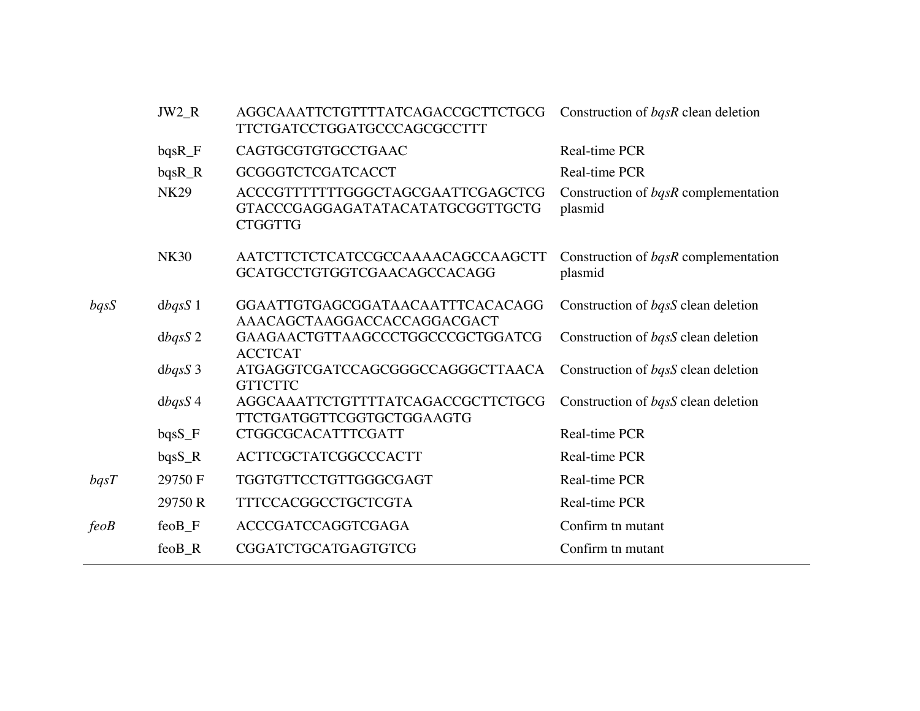| | | | |
|---|---|---|---|
| | JW2_R | AGGCAAATTCTGTTTTATCAGACCGCTTCTGCGTTCTGATCCTGGATGCCCAGCGCCTTT | Construction of *bqsR* clean deletion |
| | bqsR_F | CAGTGCGTGTGCCTGAAC | Real-time PCR |
| | bqsR_R | GCGGGTCTCGATCACCT | Real-time PCR |
| | NK29 | ACCCGTTTTTTTGGGCTAGCGAATTCGAGCTCGGTACCCGAGGAGATATACATATGCGGTTGCTGCTGGTTG | Construction of *bqsR* complementation plasmid |
| | NK30 | AATCTTCTCTCATCCGCCAAAACAGCCAAGCTTGCATGCCTGTGGTCGAACAGCCACAGG | Construction of *bqsR* complementation plasmid |
| *bqsS* | d*bqsS* 1 | GGAATTGTGAGCGGATAACAATTTCACACAGGAAACAGCTAAGGACCACCAGGACGACT | Construction of *bqsS* clean deletion |
| | d*bqsS* 2 | GAAGAACTGTTAAGCCCTGGCCCGCTGGATCGACCTCAT | Construction of *bqsS* clean deletion |
| | d*bqsS* 3 | ATGAGGTCGATCCAGCGGGCCAGGGCTTAACAGTTCTTC | Construction of *bqsS* clean deletion |
| | d*bqsS* 4 | AGGCAAATTCTGTTTTATCAGACCGCTTCTGCGTTCTGATGGTTCGGTGCTGGAAGTG | Construction of *bqsS* clean deletion |
| | bqsS_F | CTGGCGCACATTTCGATT | Real-time PCR |
| | bqsS_R | ACTTCGCTATCGGCCCACTT | Real-time PCR |
| *bqsT* | 29750 F | TGGTGTTCCTGTTGGGCGAGT | Real-time PCR |
| | 29750 R | TTTCCACGGCCTGCTCGTA | Real-time PCR |
| *feoB* | feoB_F | ACCCGATCCAGGTCGAGA | Confirm tn mutant |
| | feoB_R | CGGATCTGCATGAGTGTCG | Confirm tn mutant |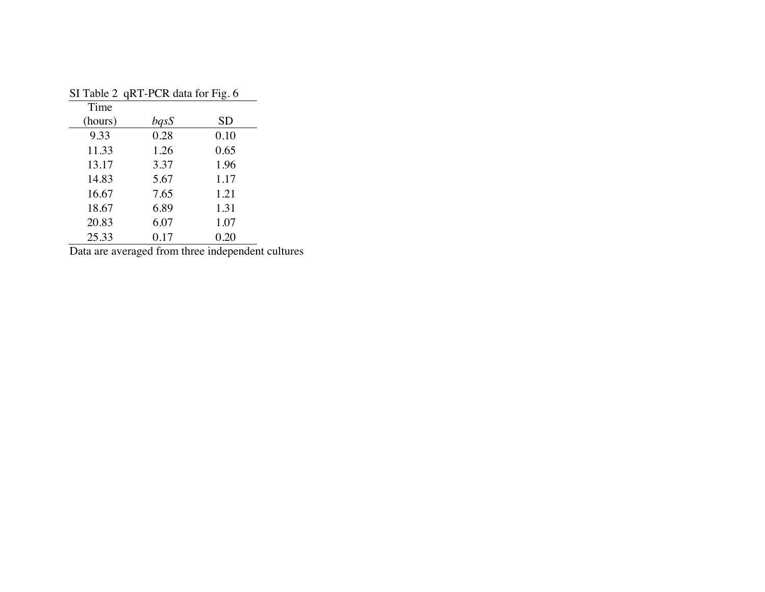SI Table 2 qRT-PCR data for Fig. 6

| Time (hours) | *bqsS* | SD |
|---|---|---|
| 9.33 | 0.28 | 0.10 |
| 11.33 | 1.26 | 0.65 |
| 13.17 | 3.37 | 1.96 |
| 14.83 | 5.67 | 1.17 |
| 16.67 | 7.65 | 1.21 |
| 18.67 | 6.89 | 1.31 |
| 20.83 | 6.07 | 1.07 |
| 25.33 | 0.17 | 0.20 |

Data are averaged from three independent cultures